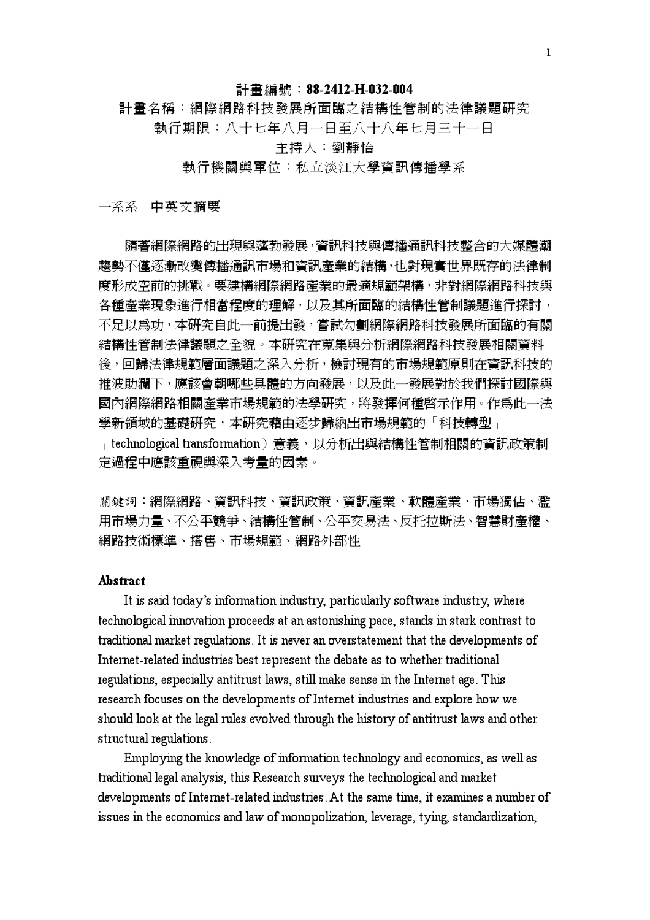**計畫編號：88-2412-H-032-004**

計畫名稱：網際網路科技發展所面臨之結構性管制的法律議題研究

執行期限：八十七年八月一日至八十八年七月三十一日

主持人：劉靜怡

執行機關與單位：私立淡江大學資訊傳播學系

## 一系系　中英文摘要

隨著網際網路的出現與蓬勃發展，資訊科技與傳播通訊科技整合的大媒體潮趨勢不僅逐漸改變傳播通訊市場和資訊產業的結構，也對現實世界既存的法律制度形成空前的挑戰。要建構網際網路產業的最適規範架構，非對網際網路科技與各種產業現象進行相當程度的理解，以及其所面臨的結構性管制議題進行探討，不足以為功，本研究自此一前提出發，嘗試勾劃網際網路科技發展所面臨的有關結構性管制法律議題之全貌。本研究在蒐集與分析網際網路科技發展相關資料後，回歸法律規範層面議題之深入分析，檢討現有的市場規範原則在資訊科技的推波助瀾下，應該會朝哪些具體的方向發展，以及此一發展對於我們探討國際與國內網際網路相關產業市場規範的法學研究，將發揮何種啟示作用。作為此一法學新領域的基礎研究，本研究藉由逐步歸納出市場規範的「科技轉型」」technological transformation）意義，以分析出與結構性管制相關的資訊政策制定過程中應該重視與深入考量的因素。

關鍵詞：網際網路、資訊科技、資訊政策、資訊產業、軟體產業、市場獨佔、濫用市場力量、不公平競爭、結構性管制、公平交易法、反托拉斯法、智慧財產權、網路技術標準、搭售、市場規範、網路外部性

**Abstract**

It is said today's information industry, particularly software industry, where technological innovation proceeds at an astonishing pace, stands in stark contrast to traditional market regulations. It is never an overstatement that the developments of Internet-related industries best represent the debate as to whether traditional regulations, especially antitrust laws, still make sense in the Internet age. This research focuses on the developments of Internet industries and explore how we should look at the legal rules evolved through the history of antitrust laws and other structural regulations.

Employing the knowledge of information technology and economics, as well as traditional legal analysis, this Research surveys the technological and market developments of Internet-related industries. At the same time, it examines a number of issues in the economics and law of monopolization, leverage, tying, standardization,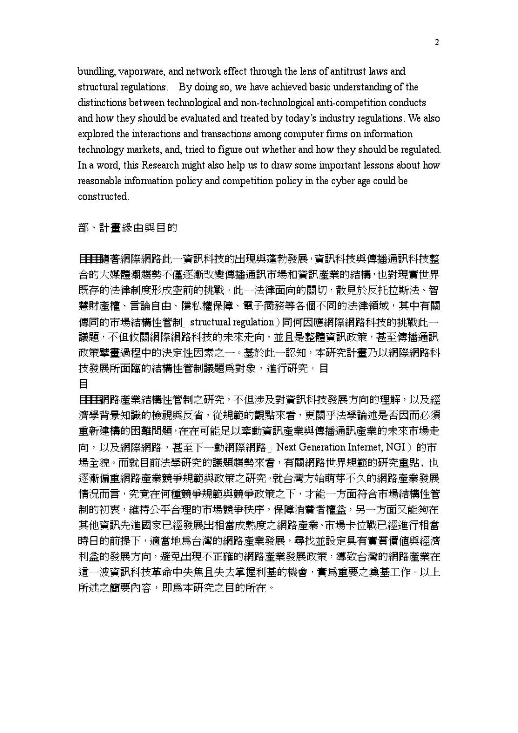bundling, vaporware, and network effect through the lens of antitrust laws and structural regulations. By doing so, we have achieved basic understanding of the distinctions between technological and non-technological anti-competition conducts and how they should be evaluated and treated by today's industry regulations. We also explored the interactions and transactions among computer firms on information technology markets, and, tried to figure out whether and how they should be regulated. In a word, this Research might also help us to draw some important lessons about how reasonable information policy and competition policy in the cyber age could be constructed.

部、計畫緣由與目的

隨著網際網路此一資訊科技的出現與蓬勃發展，資訊科技與傳播通訊科技整合的大媒體潮趨勢不僅逐漸改變傳播通訊市場和資訊產業的結構，也對現實世界既存的法律制度形成空前的挑戰。此一法律面向的關切，散見於反托拉斯法、智慧財產權、言論自由、隱私權保障、電子商務等各個不同的法律領域，其中有關傳同的市場結構性管制」structural regulation）同何因應網際網路科技的挑戰此一議題，不但攸關網際網路科技的未來走向，並且是整體資訊政策，甚至傳播通訊政策擘畫過程中的決定性因素之一。基於此一認知，本研究計畫乃以網際網路科技發展所面臨的結構性管制議題為對象，進行研究。目

目

網路產業結構性管制之研究，不但涉及對資訊科技發展方向的理解，以及經濟學背景知識的檢視與反省，從規範的觀點來看，更關乎法學論述是否因而必須重新建構的困難問題，在在可能足以牽動資訊產業與傳播通訊產業的未來市場走向，以及網際網路，甚至下一動網際網路」Next Generation Internet, NGI）的市場全貌。而就目前法學研究的議題趨勢來看，有關網路世界規範的研究重點，也逐漸偏重網路產業競爭規範與政策之研究。就台灣方始萌芽不久的網路產業發展情況而言，究竟在何種競爭規範與競爭政策之下，才能一方面符合市場結構性管制的初衷，維持公平合理的市場競爭秩序，保障消費者權益，另一方面又能夠在其他資訊先進國家已經發展出相當成熟度之網路產業、市場卡位戰已經進行相當時日的前提下，適當地為台灣的網路產業發展，尋找並設定具有實質價值與經濟利益的發展方向，避免出現不正確的網路產業發展政策，導致台灣的網路產業在這一波資訊科技革命中失焦且失去掌握利基的機會，實為重要之奠基工作。以上所述之簡要內容，即為本研究之目的所在。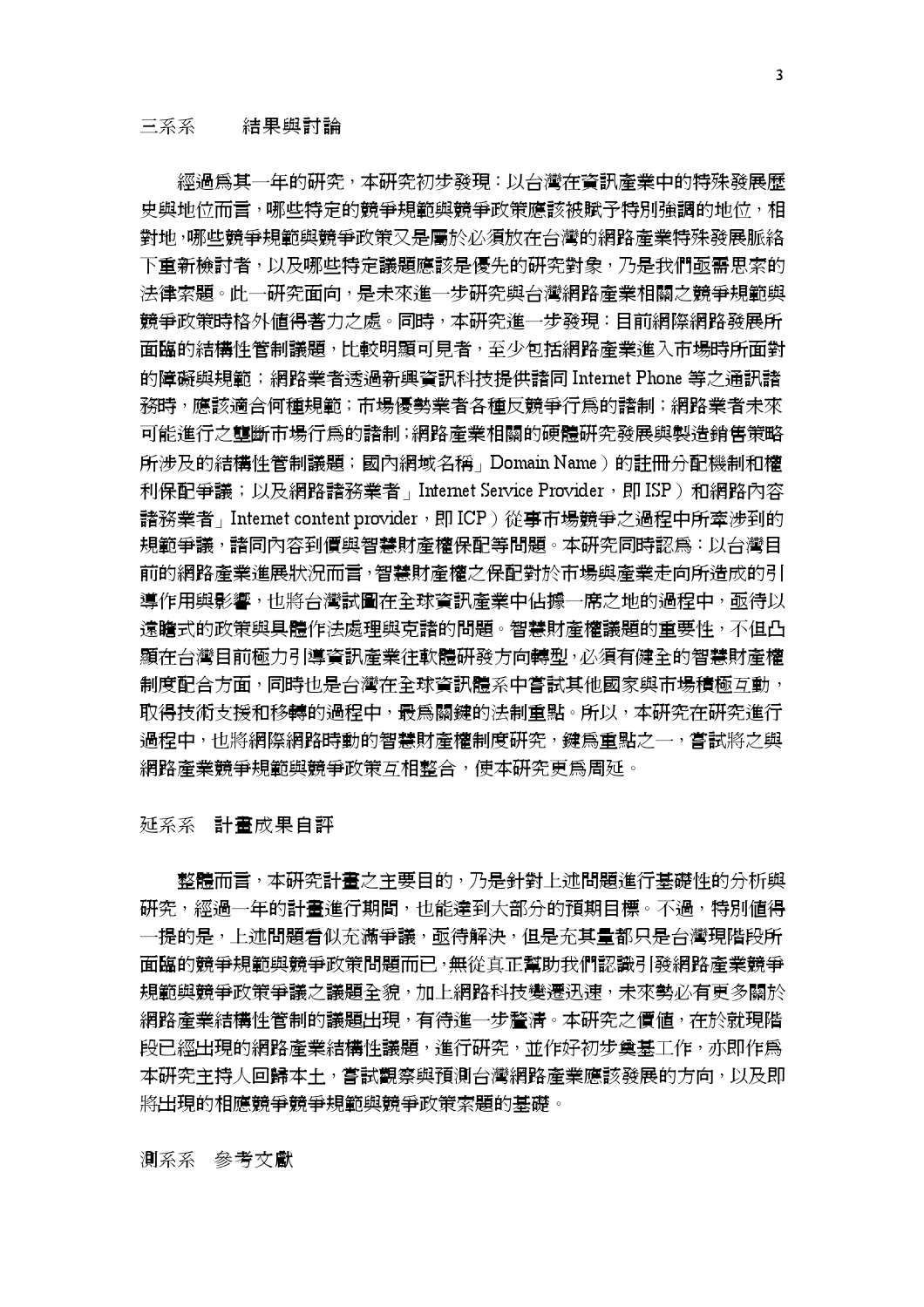## 三系系　結果與討論

經過爲其一年的研究，本研究初步發現：以台灣在資訊產業中的特殊發展歷史與地位而言，哪些特定的競爭規範與競爭政策應該被賦予特別強調的地位，相對地，哪些競爭規範與競爭政策又是屬於必須放在台灣的網路產業特殊發展脈絡下重新檢討者，以及哪些特定議題應該是優先的研究對象，乃是我們亟需思索的法律索題。此一研究面向，是未來進一步研究與台灣網路產業相關之競爭規範與競爭政策時格外值得著力之處。同時，本研究進一步發現：目前網際網路發展所面臨的結構性管制議題，比較明顯可見者，至少包括網路產業進入市場時所面對的障礙與規範；網路業者透過新興資訊科技提供諸同 Internet Phone 等之通訊諸務時，應該適合何種規範；市場優勢業者各種反競爭行爲的諸制；網路業者未來可能進行之壟斷市場行爲的諸制；網路產業相關的硬體研究發展與製造銷售策略所涉及的結構性管制議題；國內網域名稱」Domain Name）的註冊分配機制和權利保配爭議；以及網路諸務業者」Internet Service Provider，即 ISP）和網路內容諸務業者」Internet content provider，即 ICP）從事市場競爭之過程中所牽涉到的規範爭議，諸同內容到價與智慧財產權保配等問題。本研究同時認爲：以台灣目前的網路產業進展狀況而言，智慧財產權之保配對於市場與產業走向所造成的引導作用與影響，也將台灣試圖在全球資訊產業中佔據一席之地的過程中，亟待以遠瞻式的政策與具體作法處理與克諸的問題。智慧財產權議題的重要性，不但凸顯在台灣目前極力引導資訊產業往軟體研發方向轉型，必須有健全的智慧財產權制度配合方面，同時也是台灣在全球資訊體系中嘗試其他國家與市場積極互動，取得技術支援和移轉的過程中，最爲關鍵的法制重點。所以，本研究在研究進行過程中，也將網際網路時動的智慧財產權制度研究，鍵爲重點之一，嘗試將之與網路產業競爭規範與競爭政策互相整合，使本研究更爲周延。

## 延系系　計畫成果自評

整體而言，本研究計畫之主要目的，乃是針對上述問題進行基礎性的分析與研究，經過一年的計畫進行期間，也能達到大部分的預期目標。不過，特別值得一提的是，上述問題看似充滿爭議，亟待解決，但是充其量都只是台灣現階段所面臨的競爭規範與競爭政策問題而已，無從真正幫助我們認識引發網路產業競爭規範與競爭政策爭議之議題全貌，加上網路科技變遷迅速，未來勢必有更多關於網路產業結構性管制的議題出現，有待進一步釐清。本研究之價值，在於就現階段已經出現的網路產業結構性議題，進行研究，並作好初步奠基工作，亦即作爲本研究主持人回歸本土，嘗試觀察與預測台灣網路產業應該發展的方向，以及即將出現的相應競爭競爭規範與競爭政策索題的基礎。

## 測系系　參考文獻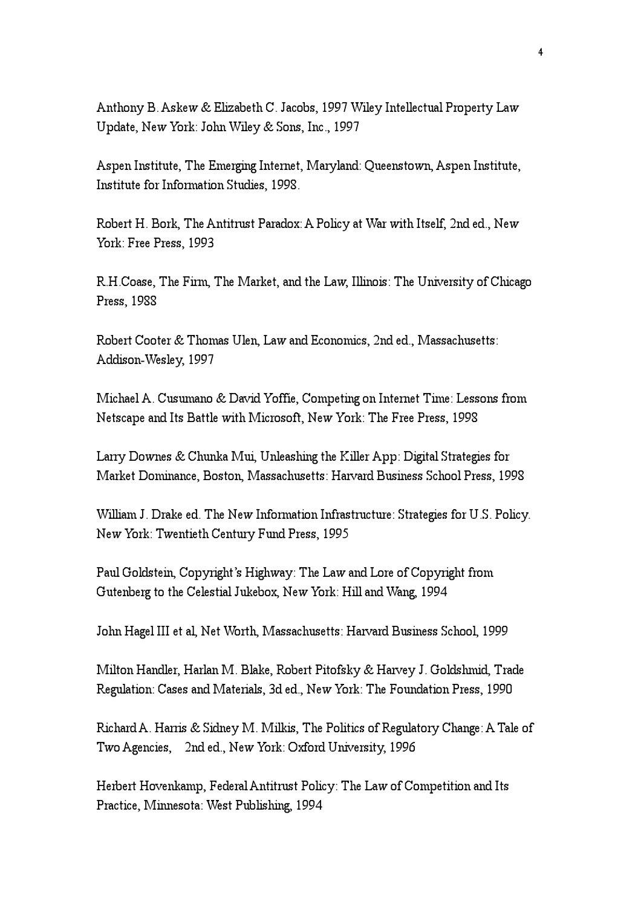Anthony B. Askew & Elizabeth C. Jacobs, 1997 Wiley Intellectual Property Law Update, New York: John Wiley & Sons, Inc., 1997

Aspen Institute, The Emerging Internet, Maryland: Queenstown, Aspen Institute, Institute for Information Studies, 1998.

Robert H. Bork, The Antitrust Paradox: A Policy at War with Itself, 2nd ed., New York: Free Press, 1993

R.H.Coase, The Firm, The Market, and the Law, Illinois: The University of Chicago Press, 1988

Robert Cooter & Thomas Ulen, Law and Economics, 2nd ed., Massachusetts: Addison-Wesley, 1997

Michael A. Cusumano & David Yoffie, Competing on Internet Time: Lessons from Netscape and Its Battle with Microsoft, New York: The Free Press, 1998

Larry Downes & Chunka Mui, Unleashing the Killer App: Digital Strategies for Market Dominance, Boston, Massachusetts: Harvard Business School Press, 1998

William J. Drake ed. The New Information Infrastructure: Strategies for U.S. Policy. New York: Twentieth Century Fund Press, 1995

Paul Goldstein, Copyright's Highway: The Law and Lore of Copyright from Gutenberg to the Celestial Jukebox, New York: Hill and Wang, 1994

John Hagel III et al, Net Worth, Massachusetts: Harvard Business School, 1999

Milton Handler, Harlan M. Blake, Robert Pitofsky & Harvey J. Goldshmid, Trade Regulation: Cases and Materials, 3d ed., New York: The Foundation Press, 1990

Richard A. Harris & Sidney M. Milkis, The Politics of Regulatory Change: A Tale of Two Agencies, 2nd ed., New York: Oxford University, 1996

Herbert Hovenkamp, Federal Antitrust Policy: The Law of Competition and Its Practice, Minnesota: West Publishing, 1994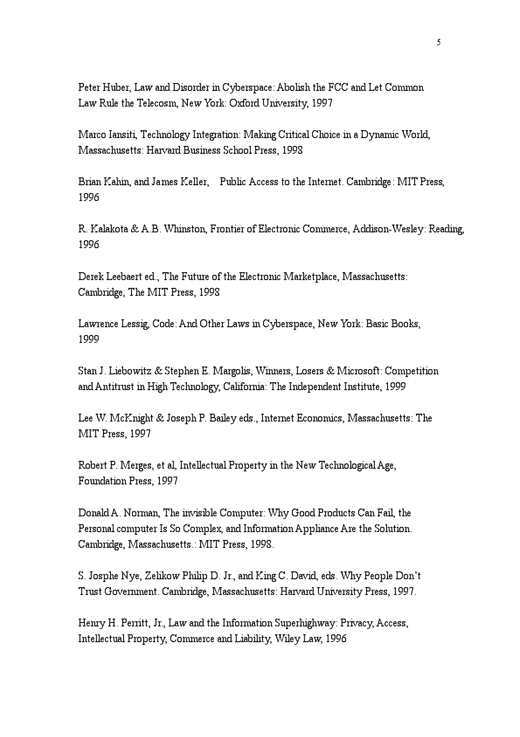Peter Huber, Law and Disorder in Cyberspace: Abolish the FCC and Let Common Law Rule the Telecosm, New York: Oxford University, 1997

Marco Iansiti, Technology Integration: Making Critical Choice in a Dynamic World, Massachusetts: Harvard Business School Press, 1998

Brian Kahin, and James Keller,　Public Access to the Internet. Cambridge: MIT Press, 1996

R. Kalakota & A.B. Whinston, Frontier of Electronic Commerce, Addison-Wesley: Reading, 1996

Derek Leebaert ed., The Future of the Electronic Marketplace, Massachusetts: Cambridge, The MIT Press, 1998

Lawrence Lessig, Code: And Other Laws in Cyberspace, New York: Basic Books, 1999

Stan J. Liebowitz & Stephen E. Margolis, Winners, Losers & Microsoft: Competition and Antitrust in High Technology, California: The Independent Institute, 1999

Lee W. McKnight & Joseph P. Bailey eds., Internet Economics, Massachusetts: The MIT Press, 1997

Robert P. Merges, et al, Intellectual Property in the New Technological Age, Foundation Press, 1997

Donald A. Norman, The invisible Computer: Why Good Products Can Fail, the Personal computer Is So Complex, and Information Appliance Are the Solution. Cambridge, Massachusetts.: MIT Press, 1998.

S. Josphe Nye, Zelikow Philip D. Jr., and King C. David, eds. Why People Don't Trust Government. Cambridge, Massachusetts: Harvard University Press, 1997.

Henry H. Perritt, Jr., Law and the Information Superhighway: Privacy, Access, Intellectual Property, Commerce and Liability, Wiley Law, 1996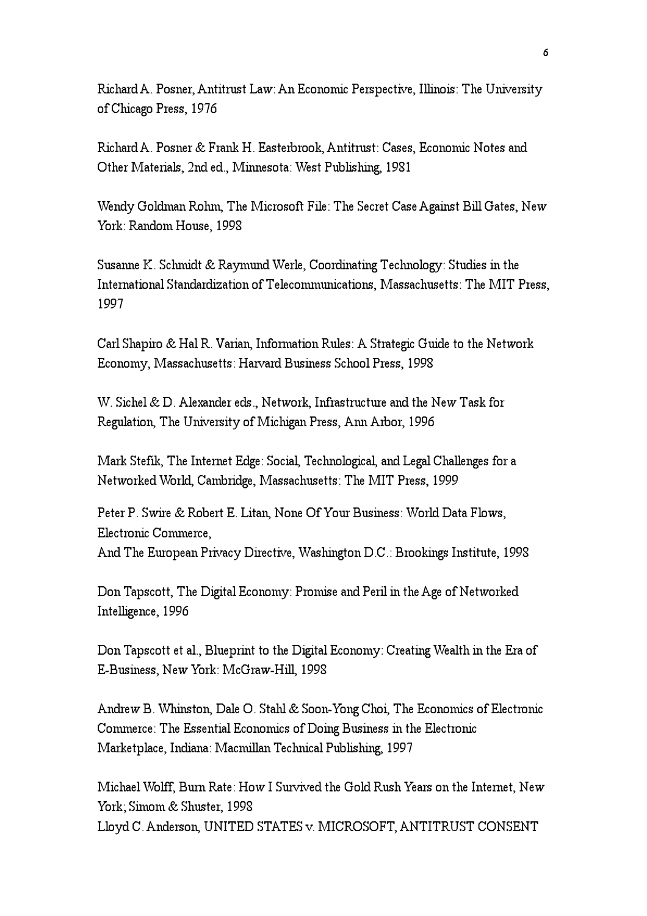Richard A. Posner, Antitrust Law: An Economic Perspective, Illinois: The University of Chicago Press, 1976

Richard A. Posner & Frank H. Easterbrook, Antitrust: Cases, Economic Notes and Other Materials, 2nd ed., Minnesota: West Publishing, 1981

Wendy Goldman Rohm, The Microsoft File: The Secret Case Against Bill Gates, New York: Random House, 1998

Susanne K. Schmidt & Raymund Werle, Coordinating Technology: Studies in the International Standardization of Telecommunications, Massachusetts: The MIT Press, 1997

Carl Shapiro & Hal R. Varian, Information Rules: A Strategic Guide to the Network Economy, Massachusetts: Harvard Business School Press, 1998

W. Sichel & D. Alexander eds., Network, Infrastructure and the New Task for Regulation, The University of Michigan Press, Ann Arbor, 1996

Mark Stefik, The Internet Edge: Social, Technological, and Legal Challenges for a Networked World, Cambridge, Massachusetts: The MIT Press, 1999

Peter P. Swire & Robert E. Litan, None Of Your Business: World Data Flows, Electronic Commerce,
And The European Privacy Directive, Washington D.C.: Brookings Institute, 1998

Don Tapscott, The Digital Economy: Promise and Peril in the Age of Networked Intelligence, 1996

Don Tapscott et al., Blueprint to the Digital Economy: Creating Wealth in the Era of E-Business, New York: McGraw-Hill, 1998

Andrew B. Whinston, Dale O. Stahl & Soon-Yong Choi, The Economics of Electronic Commerce: The Essential Economics of Doing Business in the Electronic Marketplace, Indiana: Macmillan Technical Publishing, 1997

Michael Wolff, Burn Rate: How I Survived the Gold Rush Years on the Internet, New York; Simom & Shuster, 1998
Lloyd C. Anderson, UNITED STATES v. MICROSOFT, ANTITRUST CONSENT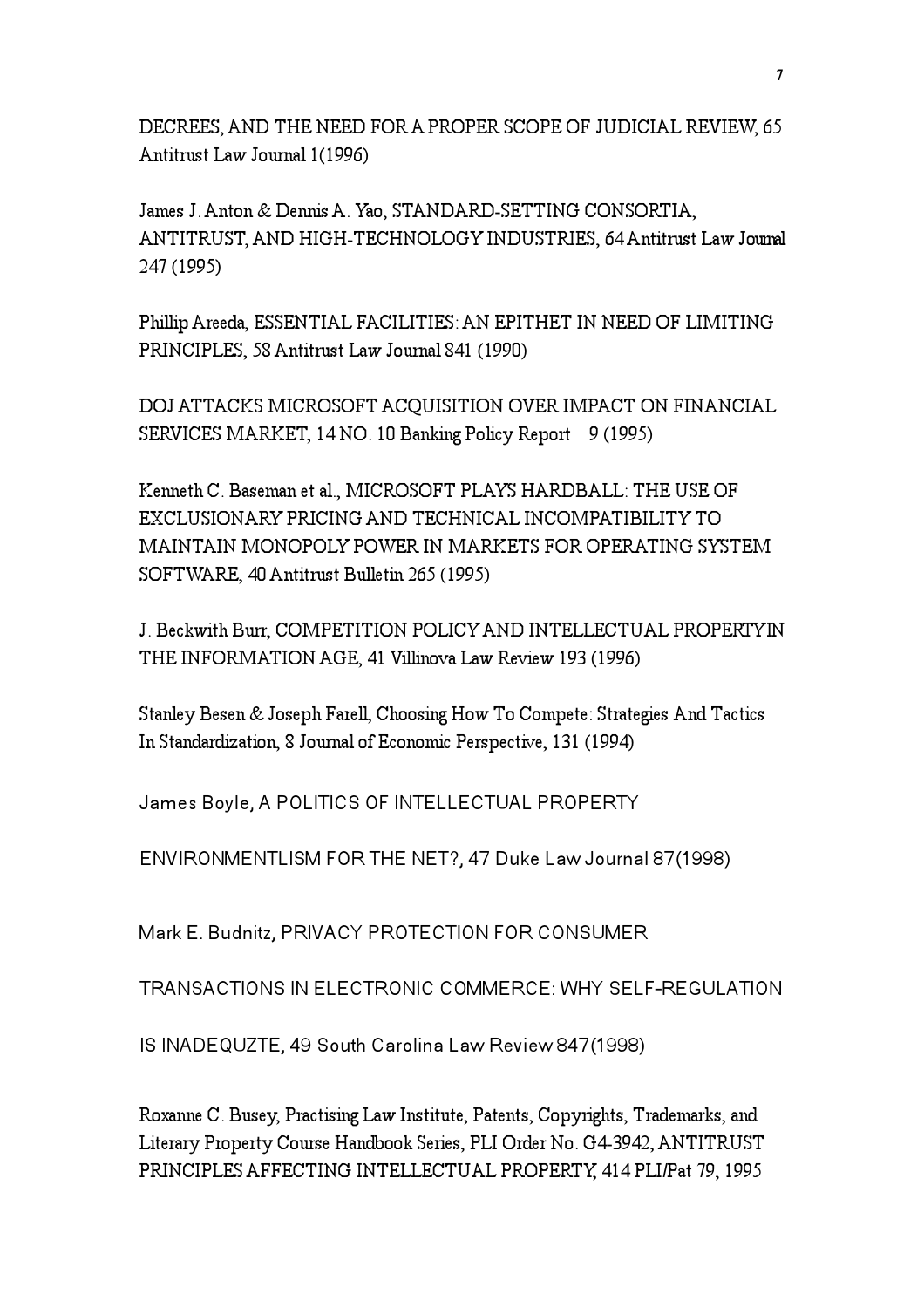DECREES, AND THE NEED FOR A PROPER SCOPE OF JUDICIAL REVIEW, 65 Antitrust Law Journal 1(1996)

James J. Anton & Dennis A. Yao, STANDARD-SETTING CONSORTIA, ANTITRUST, AND HIGH-TECHNOLOGY INDUSTRIES, 64 Antitrust Law Journal 247 (1995)

Phillip Areeda, ESSENTIAL FACILITIES: AN EPITHET IN NEED OF LIMITING PRINCIPLES, 58 Antitrust Law Journal 841 (1990)

DOJ ATTACKS MICROSOFT ACQUISITION OVER IMPACT ON FINANCIAL SERVICES MARKET, 14 NO. 10 Banking Policy Report 9 (1995)

Kenneth C. Baseman et al., MICROSOFT PLAYS HARDBALL: THE USE OF EXCLUSIONARY PRICING AND TECHNICAL INCOMPATIBILITY TO MAINTAIN MONOPOLY POWER IN MARKETS FOR OPERATING SYSTEM SOFTWARE, 40 Antitrust Bulletin 265 (1995)

J. Beckwith Burr, COMPETITION POLICY AND INTELLECTUAL PROPERTYIN THE INFORMATION AGE, 41 Villinova Law Review 193 (1996)

Stanley Besen & Joseph Farell, Choosing How To Compete: Strategies And Tactics In Standardization, 8 Journal of Economic Perspective, 131 (1994)

James Boyle, A POLITICS OF INTELLECTUAL PROPERTY

ENVIRONMENTLISM FOR THE NET?, 47 Duke Law Journal 87(1998)

Mark E. Budnitz, PRIVACY PROTECTION FOR CONSUMER

TRANSACTIONS IN ELECTRONIC COMMERCE: WHY SELF-REGULATION

IS INADEQUZTE, 49 South Carolina Law Review 847(1998)

Roxanne C. Busey, Practising Law Institute, Patents, Copyrights, Trademarks, and Literary Property Course Handbook Series, PLI Order No. G4-3942, ANTITRUST PRINCIPLES AFFECTING INTELLECTUAL PROPERTY, 414 PLI/Pat 79, 1995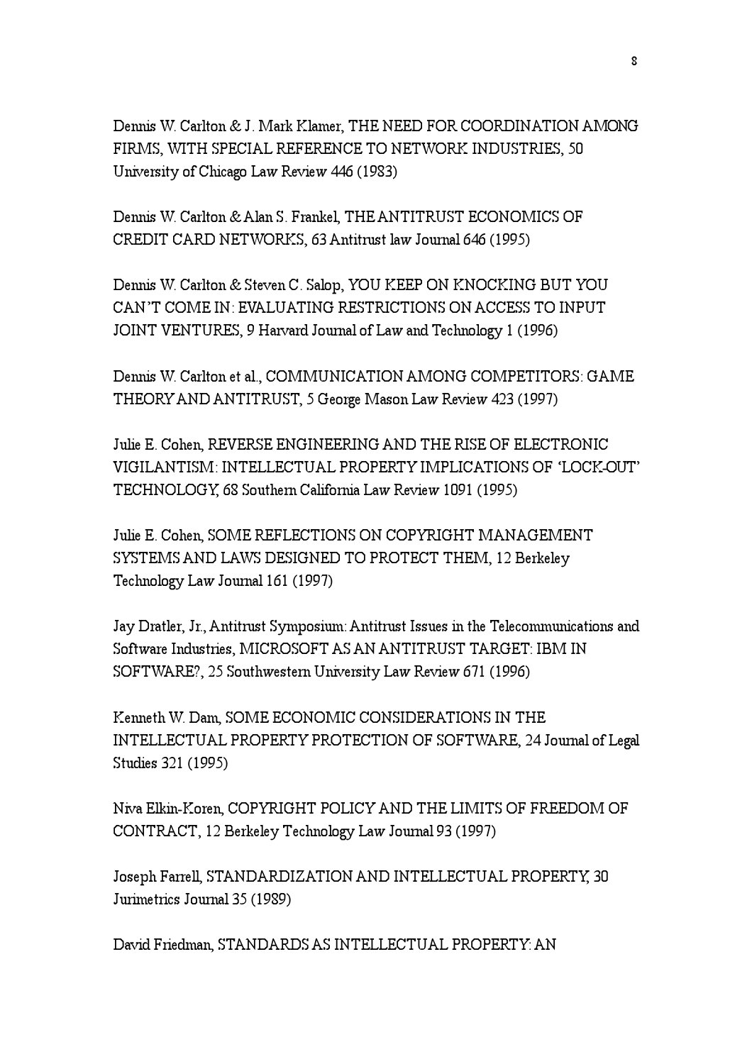Dennis W. Carlton & J. Mark Klamer, THE NEED FOR COORDINATION AMONG FIRMS, WITH SPECIAL REFERENCE TO NETWORK INDUSTRIES, 50 University of Chicago Law Review 446 (1983)

Dennis W. Carlton & Alan S. Frankel, THE ANTITRUST ECONOMICS OF CREDIT CARD NETWORKS, 63 Antitrust law Journal 646 (1995)

Dennis W. Carlton & Steven C. Salop, YOU KEEP ON KNOCKING BUT YOU CAN'T COME IN: EVALUATING RESTRICTIONS ON ACCESS TO INPUT JOINT VENTURES, 9 Harvard Journal of Law and Technology 1 (1996)

Dennis W. Carlton et al., COMMUNICATION AMONG COMPETITORS: GAME THEORY AND ANTITRUST, 5 George Mason Law Review 423 (1997)

Julie E. Cohen, REVERSE ENGINEERING AND THE RISE OF ELECTRONIC VIGILANTISM: INTELLECTUAL PROPERTY IMPLICATIONS OF 'LOCK-OUT' TECHNOLOGY, 68 Southern California Law Review 1091 (1995)

Julie E. Cohen, SOME REFLECTIONS ON COPYRIGHT MANAGEMENT SYSTEMS AND LAWS DESIGNED TO PROTECT THEM, 12 Berkeley Technology Law Journal 161 (1997)

Jay Dratler, Jr., Antitrust Symposium: Antitrust Issues in the Telecommunications and Software Industries, MICROSOFT AS AN ANTITRUST TARGET: IBM IN SOFTWARE?, 25 Southwestern University Law Review 671 (1996)

Kenneth W. Dam, SOME ECONOMIC CONSIDERATIONS IN THE INTELLECTUAL PROPERTY PROTECTION OF SOFTWARE, 24 Journal of Legal Studies 321 (1995)

Niva Elkin-Koren, COPYRIGHT POLICY AND THE LIMITS OF FREEDOM OF CONTRACT, 12 Berkeley Technology Law Journal 93 (1997)

Joseph Farrell, STANDARDIZATION AND INTELLECTUAL PROPERTY, 30 Jurimetrics Journal 35 (1989)

David Friedman, STANDARDS AS INTELLECTUAL PROPERTY: AN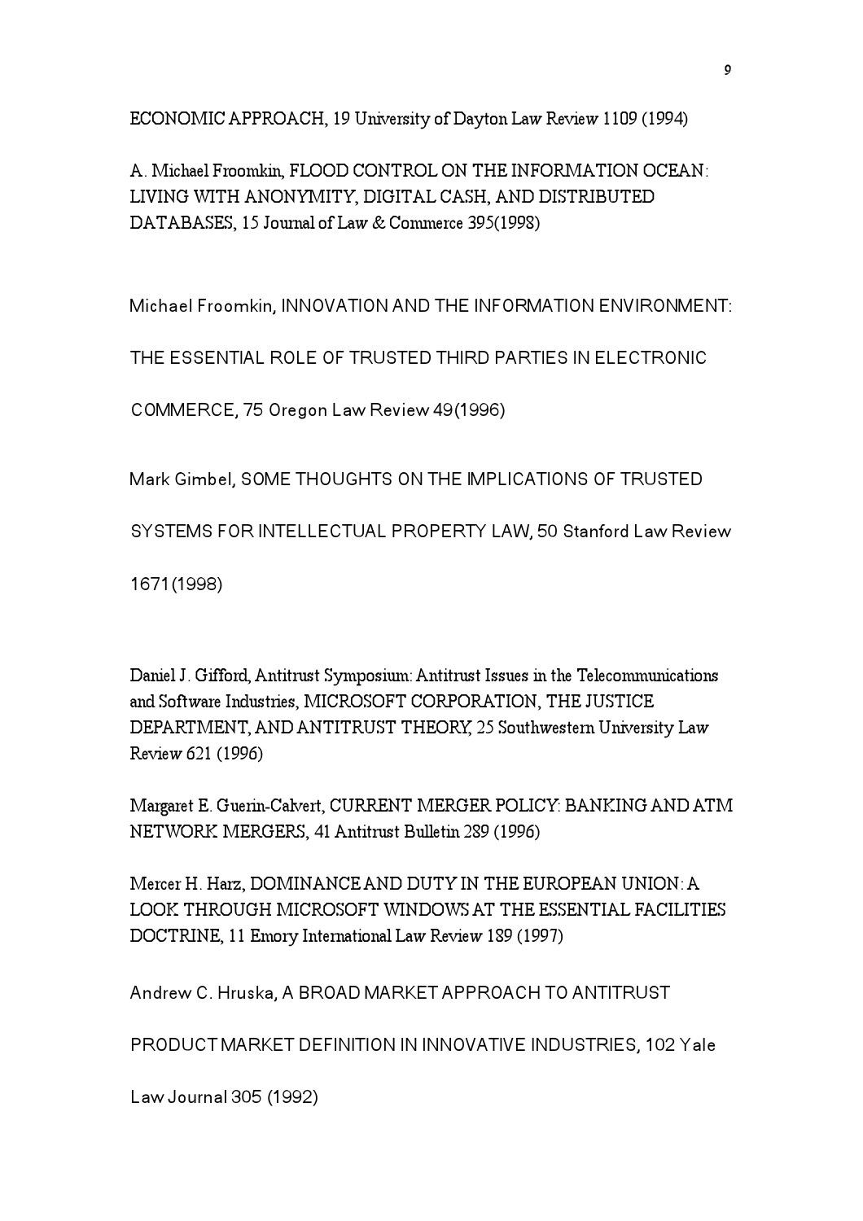ECONOMIC APPROACH, 19 University of Dayton Law Review 1109 (1994)

A. Michael Froomkin, FLOOD CONTROL ON THE INFORMATION OCEAN: LIVING WITH ANONYMITY, DIGITAL CASH, AND DISTRIBUTED DATABASES, 15 Journal of Law & Commerce 395(1998)

Michael Froomkin, INNOVATION AND THE INFORMATION ENVIRONMENT: THE ESSENTIAL ROLE OF TRUSTED THIRD PARTIES IN ELECTRONIC COMMERCE, 75 Oregon Law Review 49(1996)

Mark Gimbel, SOME THOUGHTS ON THE IMPLICATIONS OF TRUSTED SYSTEMS FOR INTELLECTUAL PROPERTY LAW, 50 Stanford Law Review 1671(1998)

Daniel J. Gifford, Antitrust Symposium: Antitrust Issues in the Telecommunications and Software Industries, MICROSOFT CORPORATION, THE JUSTICE DEPARTMENT, AND ANTITRUST THEORY, 25 Southwestern University Law Review 621 (1996)

Margaret E. Guerin-Calvert, CURRENT MERGER POLICY: BANKING AND ATM NETWORK MERGERS, 41 Antitrust Bulletin 289 (1996)

Mercer H. Harz, DOMINANCE AND DUTY IN THE EUROPEAN UNION: A LOOK THROUGH MICROSOFT WINDOWS AT THE ESSENTIAL FACILITIES DOCTRINE, 11 Emory International Law Review 189 (1997)

Andrew C. Hruska, A BROAD MARKET APPROACH TO ANTITRUST PRODUCT MARKET DEFINITION IN INNOVATIVE INDUSTRIES, 102 Yale Law Journal 305 (1992)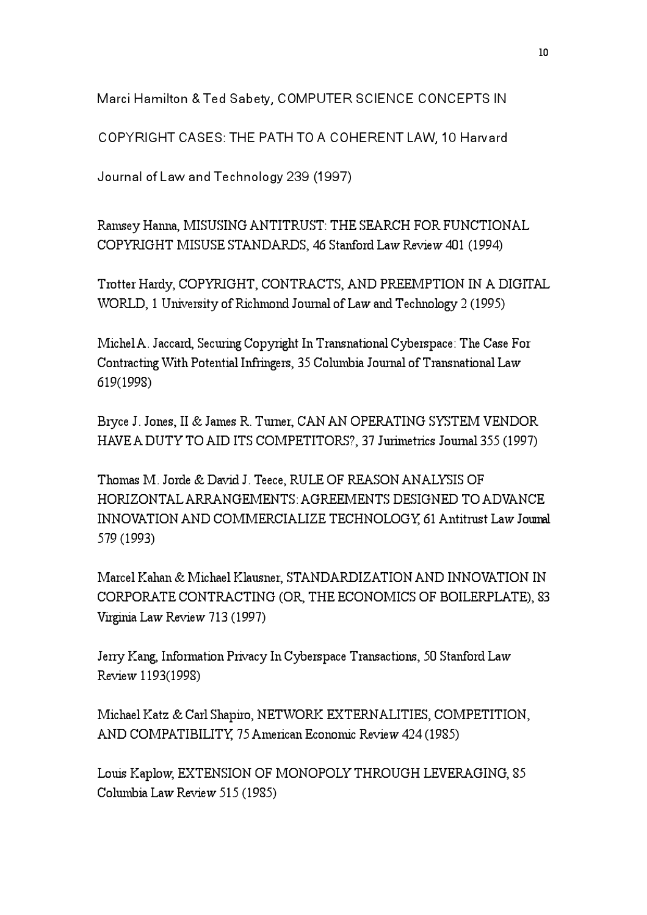Marci Hamilton & Ted Sabety, COMPUTER SCIENCE CONCEPTS IN COPYRIGHT CASES: THE PATH TO A COHERENT LAW, 10 Harvard Journal of Law and Technology 239 (1997)

Ramsey Hanna, MISUSING ANTITRUST: THE SEARCH FOR FUNCTIONAL COPYRIGHT MISUSE STANDARDS, 46 Stanford Law Review 401 (1994)

Trotter Hardy, COPYRIGHT, CONTRACTS, AND PREEMPTION IN A DIGITAL WORLD, 1 University of Richmond Journal of Law and Technology 2 (1995)

Michel A. Jaccard, Securing Copyright In Transnational Cyberspace: The Case For Contracting With Potential Infringers, 35 Columbia Journal of Transnational Law 619(1998)

Bryce J. Jones, II & James R. Turner, CAN AN OPERATING SYSTEM VENDOR HAVE A DUTY TO AID ITS COMPETITORS?, 37 Jurimetrics Journal 355 (1997)

Thomas M. Jorde & David J. Teece, RULE OF REASON ANALYSIS OF HORIZONTAL ARRANGEMENTS: AGREEMENTS DESIGNED TO ADVANCE INNOVATION AND COMMERCIALIZE TECHNOLOGY, 61 Antitrust Law Journal 579 (1993)

Marcel Kahan & Michael Klausner, STANDARDIZATION AND INNOVATION IN CORPORATE CONTRACTING (OR, THE ECONOMICS OF BOILERPLATE), 83 Virginia Law Review 713 (1997)

Jerry Kang, Information Privacy In Cyberspace Transactions, 50 Stanford Law Review 1193(1998)

Michael Katz & Carl Shapiro, NETWORK EXTERNALITIES, COMPETITION, AND COMPATIBILITY, 75 American Economic Review 424 (1985)

Louis Kaplow, EXTENSION OF MONOPOLY THROUGH LEVERAGING, 85 Columbia Law Review 515 (1985)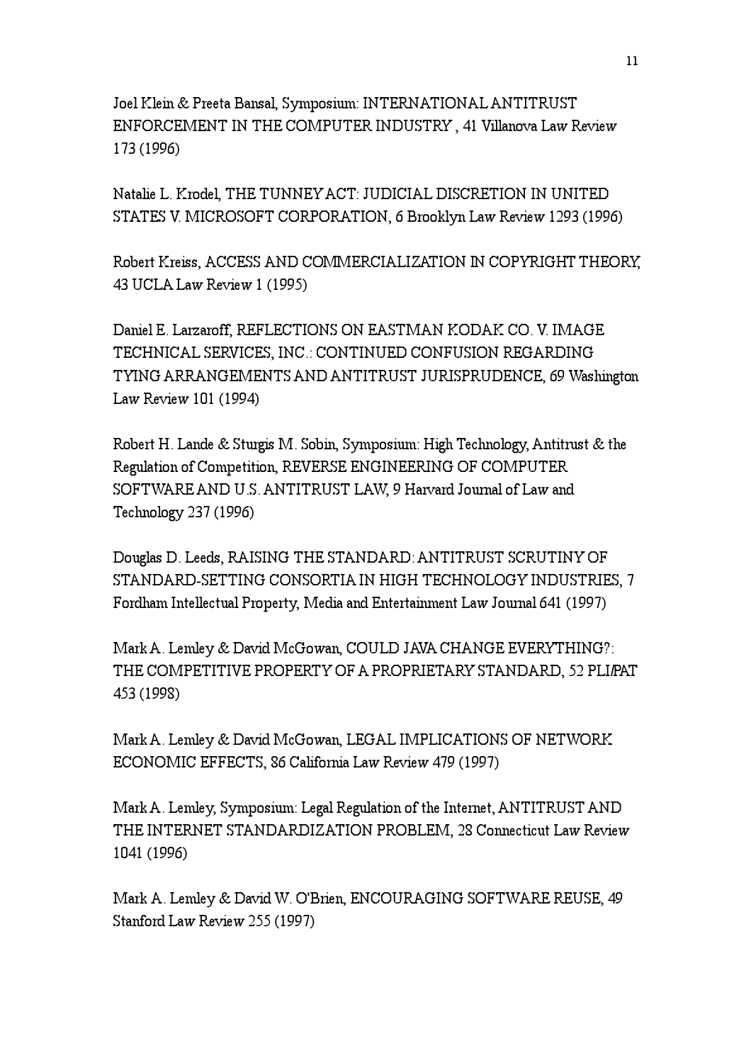Joel Klein & Preeta Bansal, Symposium: INTERNATIONAL ANTITRUST ENFORCEMENT IN THE COMPUTER INDUSTRY , 41 Villanova Law Review 173 (1996)

Natalie L. Krodel, THE TUNNEY ACT: JUDICIAL DISCRETION IN UNITED STATES V. MICROSOFT CORPORATION, 6 Brooklyn Law Review 1293 (1996)

Robert Kreiss, ACCESS AND COMMERCIALIZATION IN COPYRIGHT THEORY, 43 UCLA Law Review 1 (1995)

Daniel E. Larzaroff, REFLECTIONS ON EASTMAN KODAK CO. V. IMAGE TECHNICAL SERVICES, INC.: CONTINUED CONFUSION REGARDING TYING ARRANGEMENTS AND ANTITRUST JURISPRUDENCE, 69 Washington Law Review 101 (1994)

Robert H. Lande & Sturgis M. Sobin, Symposium: High Technology, Antitrust & the Regulation of Competition, REVERSE ENGINEERING OF COMPUTER SOFTWARE AND U.S. ANTITRUST LAW, 9 Harvard Journal of Law and Technology 237 (1996)

Douglas D. Leeds, RAISING THE STANDARD: ANTITRUST SCRUTINY OF STANDARD-SETTING CONSORTIA IN HIGH TECHNOLOGY INDUSTRIES, 7 Fordham Intellectual Property, Media and Entertainment Law Journal 641 (1997)

Mark A. Lemley & David McGowan, COULD JAVA CHANGE EVERYTHING?: THE COMPETITIVE PROPERTY OF A PROPRIETARY STANDARD, 52 PLI/PAT 453 (1998)

Mark A. Lemley & David McGowan, LEGAL IMPLICATIONS OF NETWORK ECONOMIC EFFECTS, 86 California Law Review 479 (1997)

Mark A. Lemley, Symposium: Legal Regulation of the Internet, ANTITRUST AND THE INTERNET STANDARDIZATION PROBLEM, 28 Connecticut Law Review 1041 (1996)

Mark A. Lemley & David W. O'Brien, ENCOURAGING SOFTWARE REUSE, 49 Stanford Law Review 255 (1997)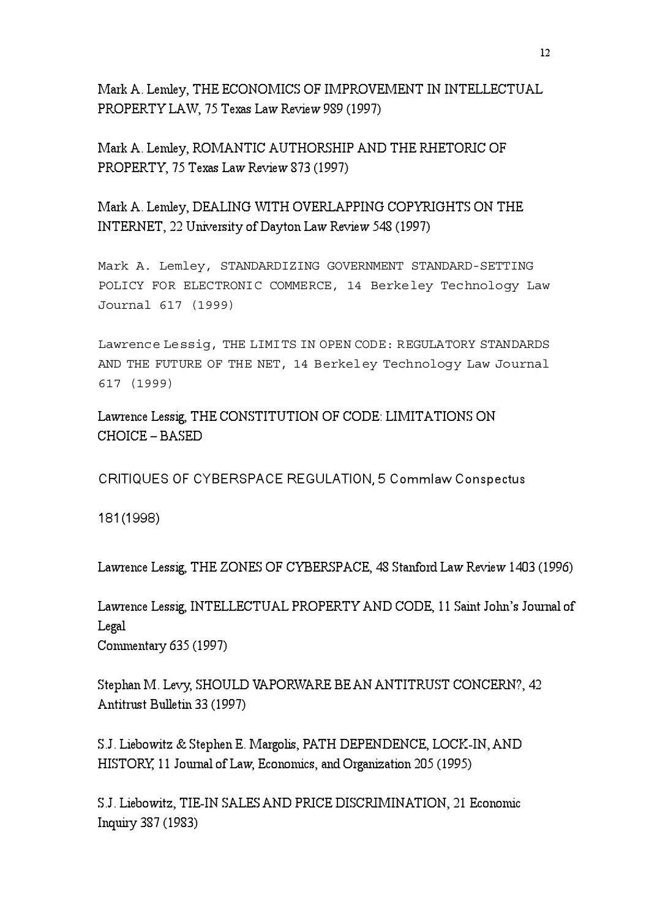Mark A. Lemley, THE ECONOMICS OF IMPROVEMENT IN INTELLECTUAL PROPERTY LAW, 75 Texas Law Review 989 (1997)

Mark A. Lemley, ROMANTIC AUTHORSHIP AND THE RHETORIC OF PROPERTY, 75 Texas Law Review 873 (1997)

Mark A. Lemley, DEALING WITH OVERLAPPING COPYRIGHTS ON THE INTERNET, 22 University of Dayton Law Review 548 (1997)

Mark A. Lemley, STANDARDIZING GOVERNMENT STANDARD-SETTING POLICY FOR ELECTRONIC COMMERCE, 14 Berkeley Technology Law Journal 617 (1999)

Lawrence Lessig, THE LIMITS IN OPEN CODE: REGULATORY STANDARDS AND THE FUTURE OF THE NET, 14 Berkeley Technology Law Journal 617 (1999)

Lawrence Lessig, THE CONSTITUTION OF CODE: LIMITATIONS ON CHOICE – BASED

CRITIQUES OF CYBERSPACE REGULATION, 5 Commlaw Conspectus

181 (1998)

Lawrence Lessig, THE ZONES OF CYBERSPACE, 48 Stanford Law Review 1403 (1996)

Lawrence Lessig, INTELLECTUAL PROPERTY AND CODE, 11 Saint John's Journal of Legal
Commentary 635 (1997)

Stephan M. Levy, SHOULD VAPORWARE BE AN ANTITRUST CONCERN?, 42 Antitrust Bulletin 33 (1997)

S.J. Liebowitz & Stephen E. Margolis, PATH DEPENDENCE, LOCK-IN, AND HISTORY, 11 Journal of Law, Economics, and Organization 205 (1995)

S.J. Liebowitz, TIE-IN SALES AND PRICE DISCRIMINATION, 21 Economic Inquiry 387 (1983)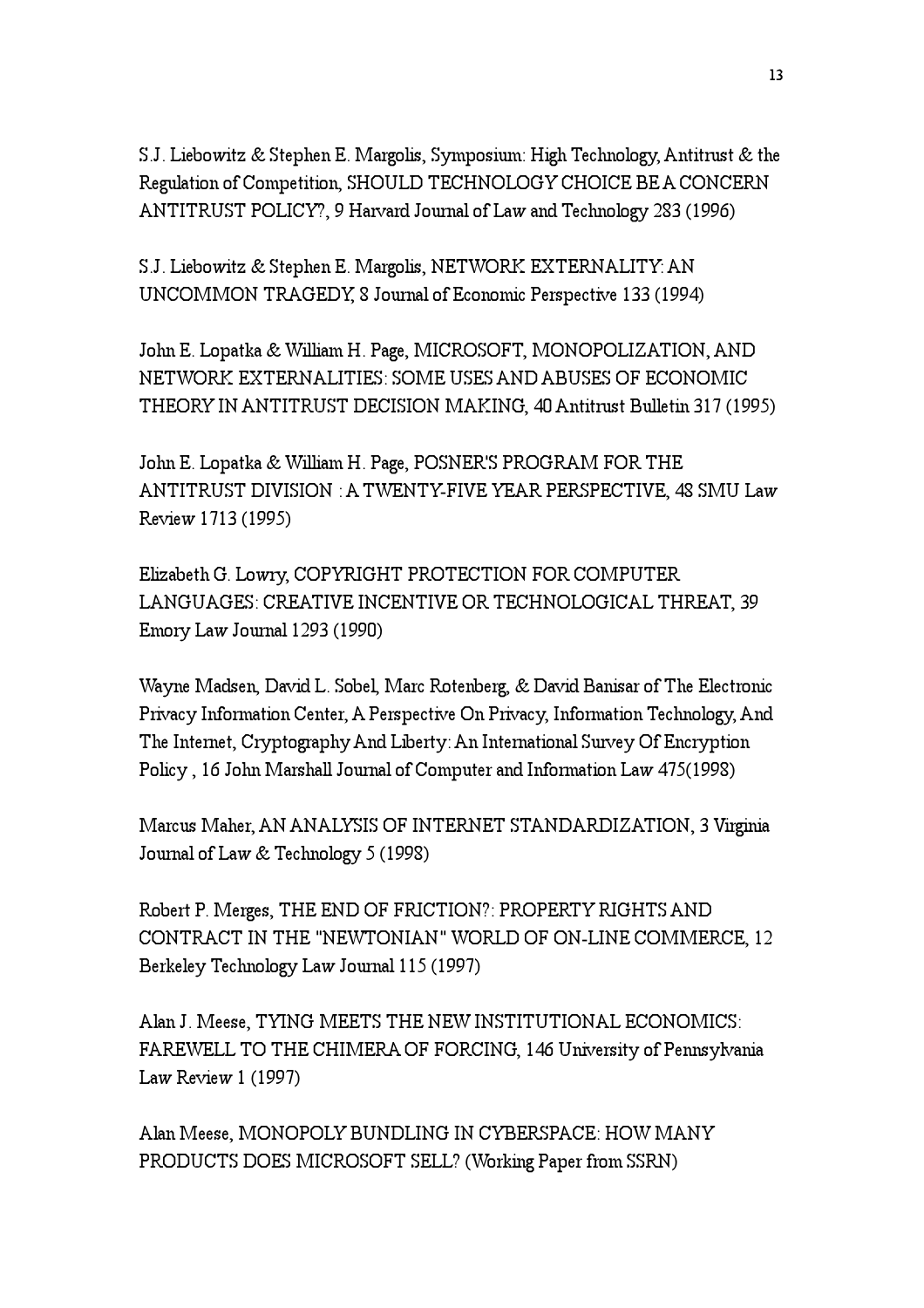S.J. Liebowitz & Stephen E. Margolis, Symposium: High Technology, Antitrust & the Regulation of Competition, SHOULD TECHNOLOGY CHOICE BE A CONCERN ANTITRUST POLICY?, 9 Harvard Journal of Law and Technology 283 (1996)

S.J. Liebowitz & Stephen E. Margolis, NETWORK EXTERNALITY: AN UNCOMMON TRAGEDY, 8 Journal of Economic Perspective 133 (1994)

John E. Lopatka & William H. Page, MICROSOFT, MONOPOLIZATION, AND NETWORK EXTERNALITIES: SOME USES AND ABUSES OF ECONOMIC THEORY IN ANTITRUST DECISION MAKING, 40 Antitrust Bulletin 317 (1995)

John E. Lopatka & William H. Page, POSNER'S PROGRAM FOR THE ANTITRUST DIVISION : A TWENTY-FIVE YEAR PERSPECTIVE, 48 SMU Law Review 1713 (1995)

Elizabeth G. Lowry, COPYRIGHT PROTECTION FOR COMPUTER LANGUAGES: CREATIVE INCENTIVE OR TECHNOLOGICAL THREAT, 39 Emory Law Journal 1293 (1990)

Wayne Madsen, David L. Sobel, Marc Rotenberg, & David Banisar of The Electronic Privacy Information Center, A Perspective On Privacy, Information Technology, And The Internet, Cryptography And Liberty: An International Survey Of Encryption Policy , 16 John Marshall Journal of Computer and Information Law 475(1998)

Marcus Maher, AN ANALYSIS OF INTERNET STANDARDIZATION, 3 Virginia Journal of Law & Technology 5 (1998)

Robert P. Merges, THE END OF FRICTION?: PROPERTY RIGHTS AND CONTRACT IN THE "NEWTONIAN" WORLD OF ON-LINE COMMERCE, 12 Berkeley Technology Law Journal 115 (1997)

Alan J. Meese, TYING MEETS THE NEW INSTITUTIONAL ECONOMICS: FAREWELL TO THE CHIMERA OF FORCING, 146 University of Pennsylvania Law Review 1 (1997)

Alan Meese, MONOPOLY BUNDLING IN CYBERSPACE: HOW MANY PRODUCTS DOES MICROSOFT SELL? (Working Paper from SSRN)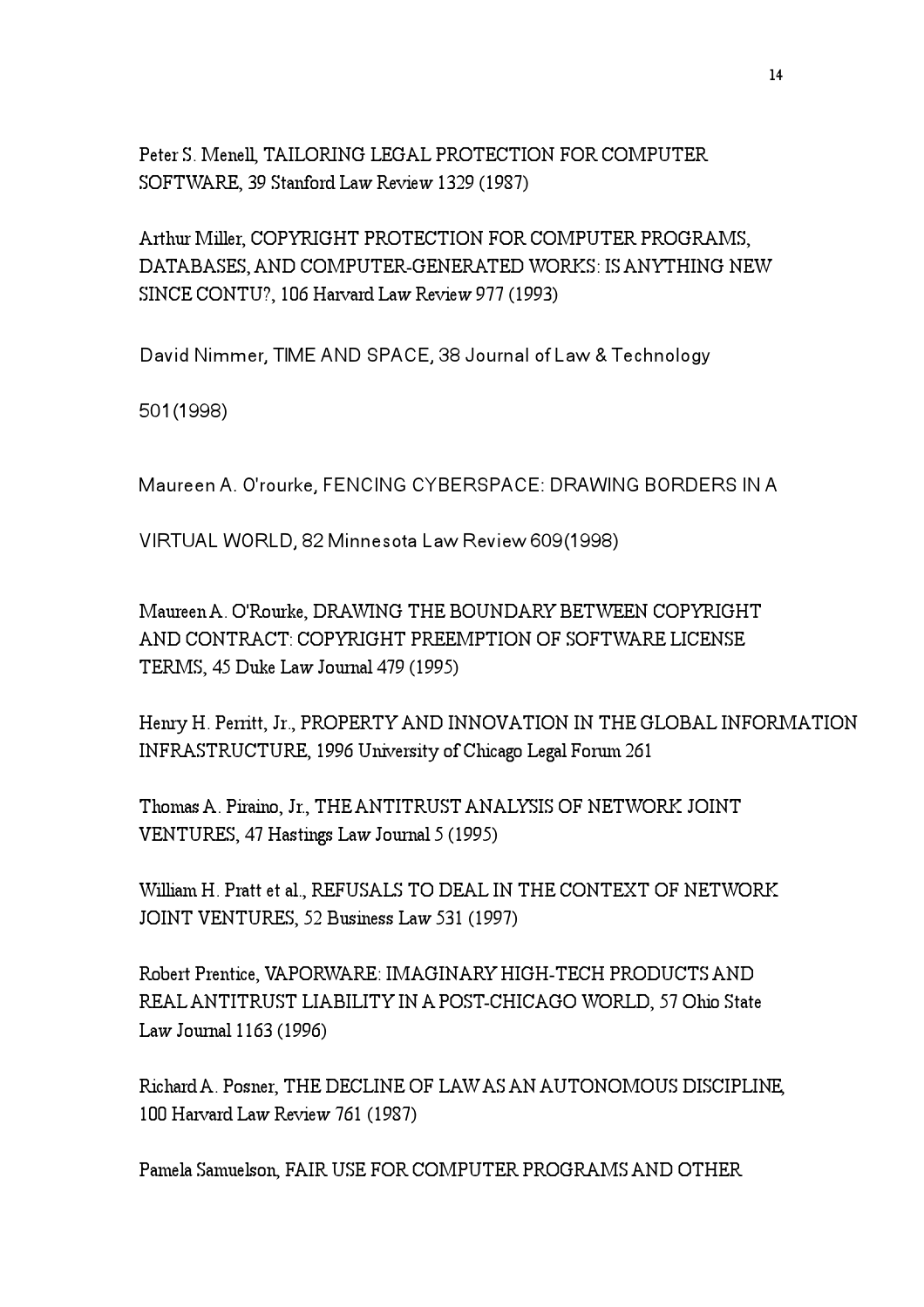Peter S. Menell, TAILORING LEGAL PROTECTION FOR COMPUTER SOFTWARE, 39 Stanford Law Review 1329 (1987)

Arthur Miller, COPYRIGHT PROTECTION FOR COMPUTER PROGRAMS, DATABASES, AND COMPUTER-GENERATED WORKS: IS ANYTHING NEW SINCE CONTU?, 106 Harvard Law Review 977 (1993)

David Nimmer, TIME AND SPACE, 38 Journal of Law & Technology 501 (1998)

Maureen A. O'rourke, FENCING CYBERSPACE: DRAWING BORDERS IN A VIRTUAL WORLD, 82 Minnesota Law Review 609 (1998)

Maureen A. O'Rourke, DRAWING THE BOUNDARY BETWEEN COPYRIGHT AND CONTRACT: COPYRIGHT PREEMPTION OF SOFTWARE LICENSE TERMS, 45 Duke Law Journal 479 (1995)

Henry H. Perritt, Jr., PROPERTY AND INNOVATION IN THE GLOBAL INFORMATION INFRASTRUCTURE, 1996 University of Chicago Legal Forum 261

Thomas A. Piraino, Jr., THE ANTITRUST ANALYSIS OF NETWORK JOINT VENTURES, 47 Hastings Law Journal 5 (1995)

William H. Pratt et al., REFUSALS TO DEAL IN THE CONTEXT OF NETWORK JOINT VENTURES, 52 Business Law 531 (1997)

Robert Prentice, VAPORWARE: IMAGINARY HIGH-TECH PRODUCTS AND REAL ANTITRUST LIABILITY IN A POST-CHICAGO WORLD, 57 Ohio State Law Journal 1163 (1996)

Richard A. Posner, THE DECLINE OF LAW AS AN AUTONOMOUS DISCIPLINE, 100 Harvard Law Review 761 (1987)

Pamela Samuelson, FAIR USE FOR COMPUTER PROGRAMS AND OTHER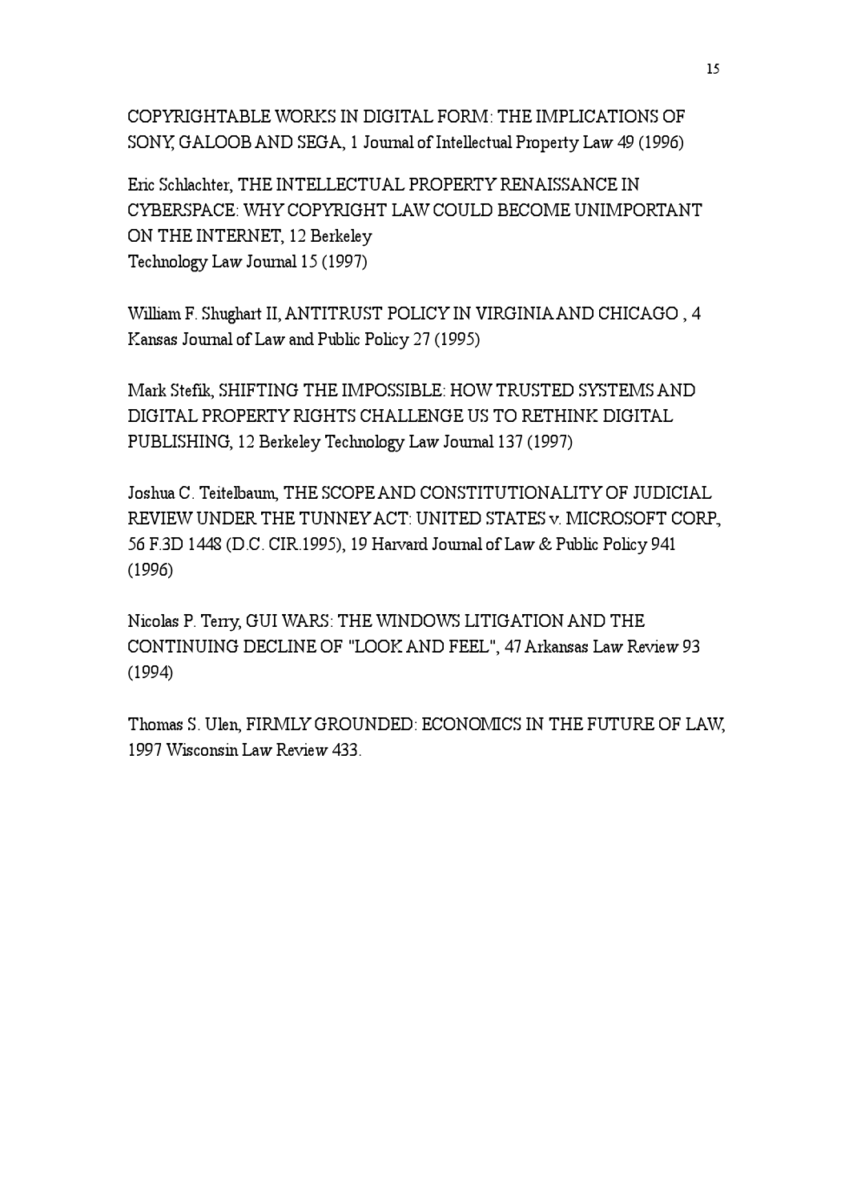COPYRIGHTABLE WORKS IN DIGITAL FORM: THE IMPLICATIONS OF SONY, GALOOB AND SEGA, 1 Journal of Intellectual Property Law 49 (1996)

Eric Schlachter, THE INTELLECTUAL PROPERTY RENAISSANCE IN CYBERSPACE: WHY COPYRIGHT LAW COULD BECOME UNIMPORTANT ON THE INTERNET, 12 Berkeley Technology Law Journal 15 (1997)

William F. Shughart II, ANTITRUST POLICY IN VIRGINIA AND CHICAGO , 4 Kansas Journal of Law and Public Policy 27 (1995)

Mark Stefik, SHIFTING THE IMPOSSIBLE: HOW TRUSTED SYSTEMS AND DIGITAL PROPERTY RIGHTS CHALLENGE US TO RETHINK DIGITAL PUBLISHING, 12 Berkeley Technology Law Journal 137 (1997)

Joshua C. Teitelbaum, THE SCOPE AND CONSTITUTIONALITY OF JUDICIAL REVIEW UNDER THE TUNNEY ACT: UNITED STATES v. MICROSOFT CORP, 56 F.3D 1448 (D.C. CIR.1995), 19 Harvard Journal of Law & Public Policy 941 (1996)

Nicolas P. Terry, GUI WARS: THE WINDOWS LITIGATION AND THE CONTINUING DECLINE OF "LOOK AND FEEL", 47 Arkansas Law Review 93 (1994)

Thomas S. Ulen, FIRMLY GROUNDED: ECONOMICS IN THE FUTURE OF LAW, 1997 Wisconsin Law Review 433.